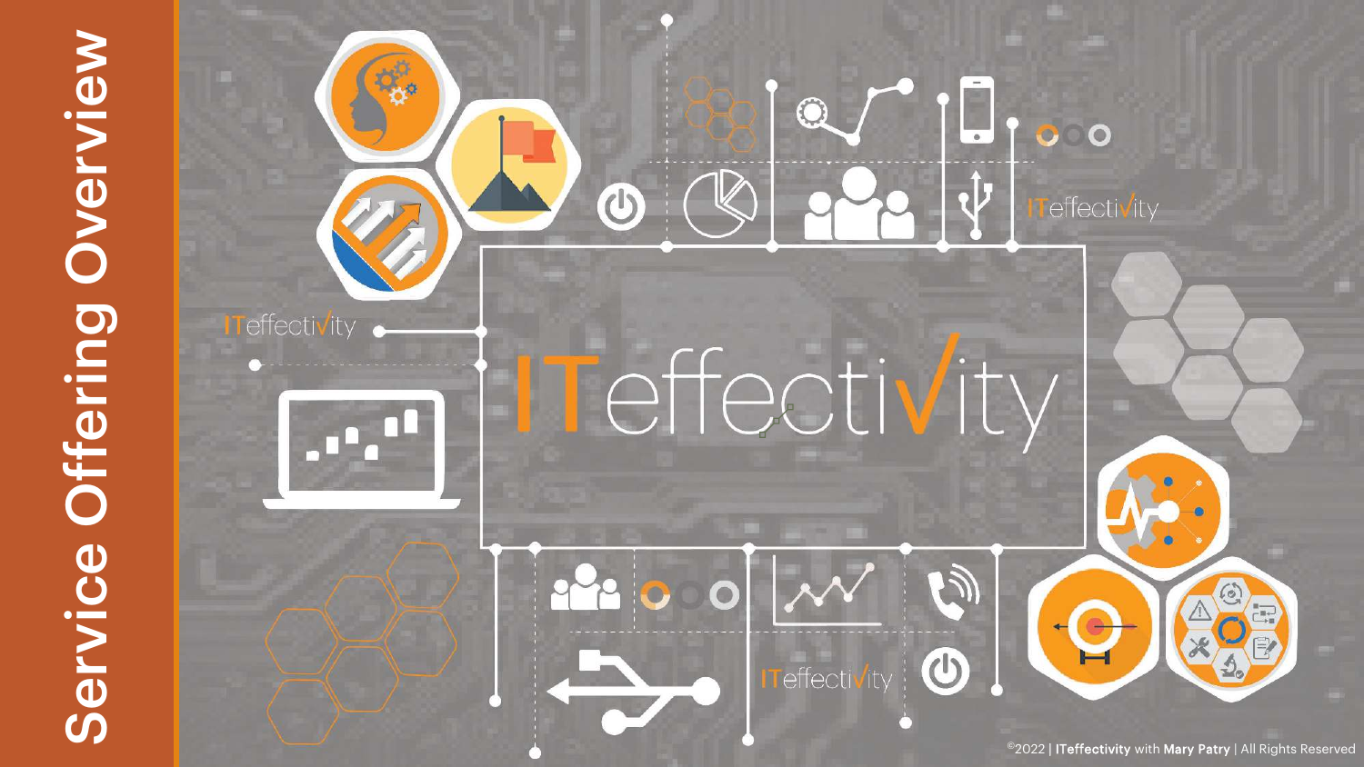# Service Offering Overview

# ITeffectiVity

©2022 | **ITeffectivity** with **Mary Patry** | All Rights Reserved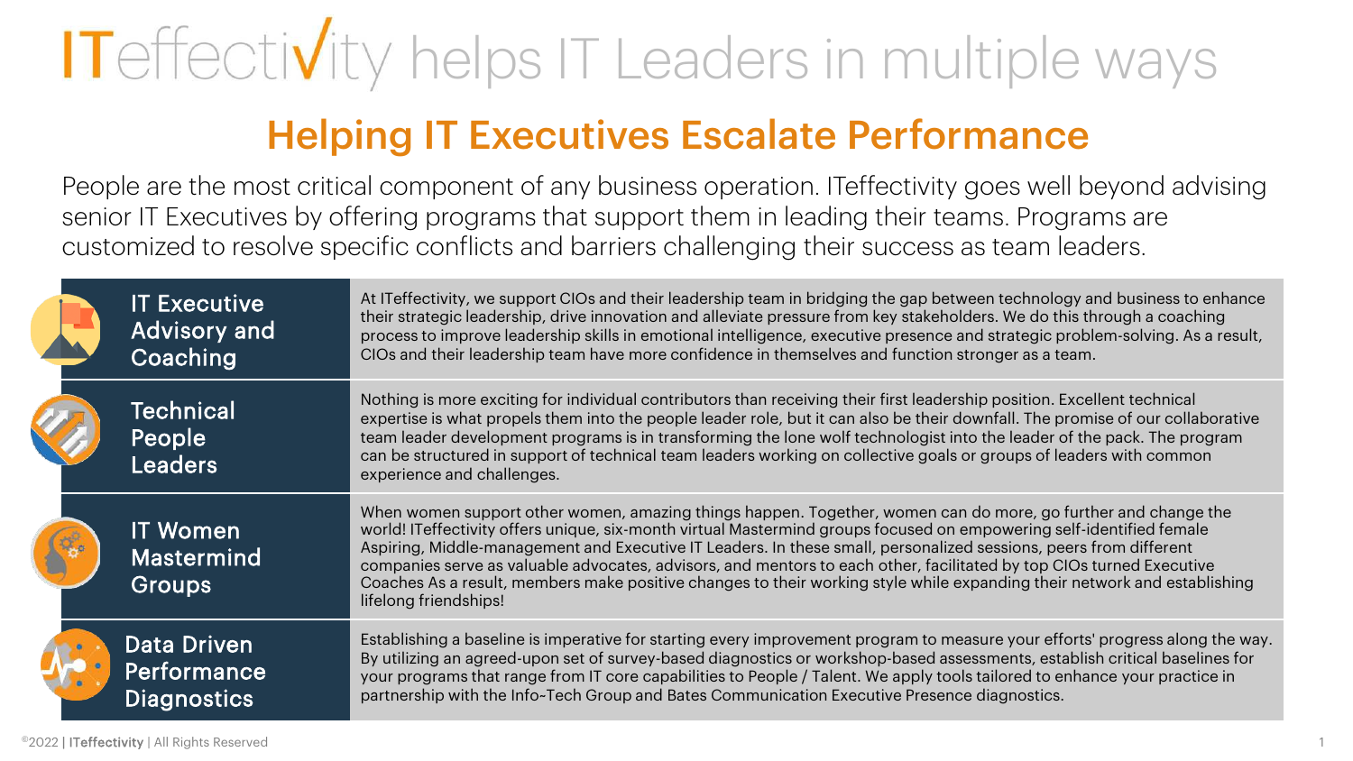# ITeffectivity helps IT Leaders in multiple ways

## Helping IT Executives Escalate Performance

People are the most critical component of any business operation. ITeffectivity goes well beyond advising senior IT Executives by offering programs that support them in leading their teams. Programs are customized to resolve specific conflicts and barriers challenging their success as team leaders.

| Program | Description |
| --- | --- |
| IT Executive Advisory and Coaching | At ITeffectivity, we support CIOs and their leadership team in bridging the gap between technology and business to enhance their strategic leadership, drive innovation and alleviate pressure from key stakeholders. We do this through a coaching process to improve leadership skills in emotional intelligence, executive presence and strategic problem-solving. As a result, CIOs and their leadership team have more confidence in themselves and function stronger as a team. |
| Technical People Leaders | Nothing is more exciting for individual contributors than receiving their first leadership position. Excellent technical expertise is what propels them into the people leader role, but it can also be their downfall. The promise of our collaborative team leader development programs is in transforming the lone wolf technologist into the leader of the pack. The program can be structured in support of technical team leaders working on collective goals or groups of leaders with common experience and challenges. |
| IT Women Mastermind Groups | When women support other women, amazing things happen. Together, women can do more, go further and change the world! ITeffectivity offers unique, six-month virtual Mastermind groups focused on empowering self-identified female Aspiring, Middle-management and Executive IT Leaders. In these small, personalized sessions, peers from different companies serve as valuable advocates, advisors, and mentors to each other, facilitated by top CIOs turned Executive Coaches As a result, members make positive changes to their working style while expanding their network and establishing lifelong friendships! |
| Data Driven Performance Diagnostics | Establishing a baseline is imperative for starting every improvement program to measure your efforts' progress along the way. By utilizing an agreed-upon set of survey-based diagnostics or workshop-based assessments, establish critical baselines for your programs that range from IT core capabilities to People / Talent. We apply tools tailored to enhance your practice in partnership with the Info-Tech Group and Bates Communication Executive Presence diagnostics. |

©2022 | **ITeffectivity** | All Rights Reserved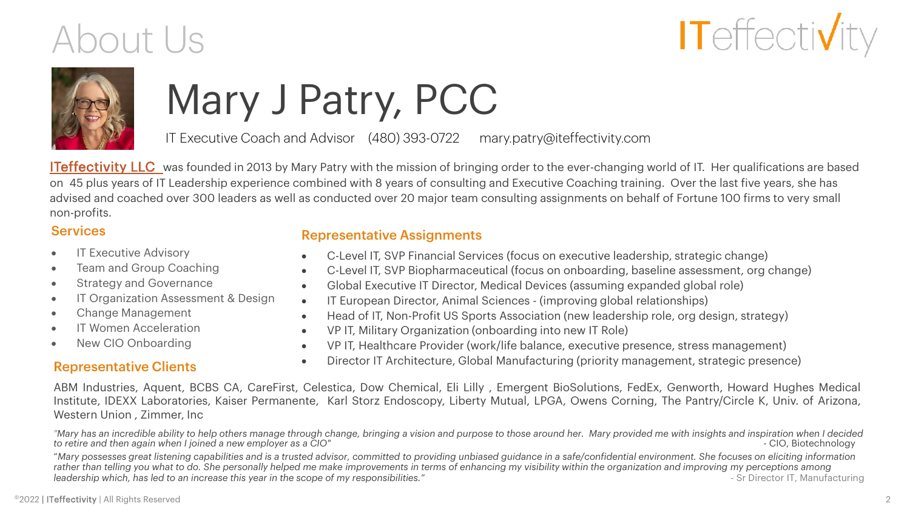# About Us

ITeffectivity

## Mary J Patry, PCC

IT Executive Coach and Advisor (480) 393-0722 mary.patry@iteffectivity.com

ITeffectivity LLC was founded in 2013 by Mary Patry with the mission of bringing order to the ever-changing world of IT. Her qualifications are based on 45 plus years of IT Leadership experience combined with 8 years of consulting and Executive Coaching training. Over the last five years, she has advised and coached over 300 leaders as well as conducted over 20 major team consulting assignments on behalf of Fortune 100 firms to very small non-profits.

### Services

- IT Executive Advisory
- Team and Group Coaching
- Strategy and Governance
- IT Organization Assessment & Design
- Change Management
- IT Women Acceleration
- New CIO Onboarding

### Representative Assignments

- C-Level IT, SVP Financial Services (focus on executive leadership, strategic change)
- C-Level IT, SVP Biopharmaceutical (focus on onboarding, baseline assessment, org change)
- Global Executive IT Director, Medical Devices (assuming expanded global role)
- IT European Director, Animal Sciences - (improving global relationships)
- Head of IT, Non-Profit US Sports Association (new leadership role, org design, strategy)
- VP IT, Military Organization (onboarding into new IT Role)
- VP IT, Healthcare Provider (work/life balance, executive presence, stress management)
- Director IT Architecture, Global Manufacturing (priority management, strategic presence)

### Representative Clients

ABM Industries, Aquent, BCBS CA, CareFirst, Celestica, Dow Chemical, Eli Lilly , Emergent BioSolutions, FedEx, Genworth, Howard Hughes Medical Institute, IDEXX Laboratories, Kaiser Permanente, Karl Storz Endoscopy, Liberty Mutual, LPGA, Owens Corning, The Pantry/Circle K, Univ. of Arizona, Western Union , Zimmer, Inc

*"Mary has an incredible ability to help others manage through change, bringing a vision and purpose to those around her. Mary provided me with insights and inspiration when I decided to retire and then again when I joined a new employer as a CIO"*
- CIO, Biotechnology

*"Mary possesses great listening capabilities and is a trusted advisor, committed to providing unbiased guidance in a safe/confidential environment. She focuses on eliciting information rather than telling you what to do. She personally helped me make improvements in terms of enhancing my visibility within the organization and improving my perceptions among leadership which, has led to an increase this year in the scope of my responsibilities."*
- Sr Director IT, Manufacturing

©2022 | ITeffectivity | All Rights Reserved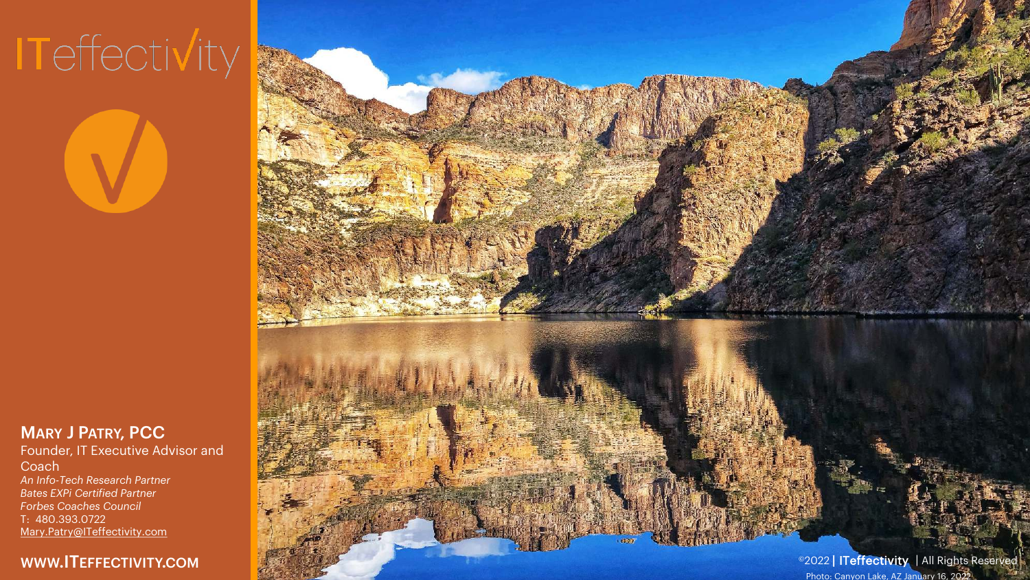ITeffectiVity

**MARY J PATRY, PCC**
Founder, IT Executive Advisor and Coach
*An Info-Tech Research Partner*
*Bates EXPi Certified Partner*
*Forbes Coaches Council*
T: 480.393.0722
Mary.Patry@ITeffectivity.com

**WWW.ITEFFECTIVITY.COM**

©2022 | **ITeffectivity** | All Rights Reserved
Photo: Canyon Lake, AZ January 16, 2022